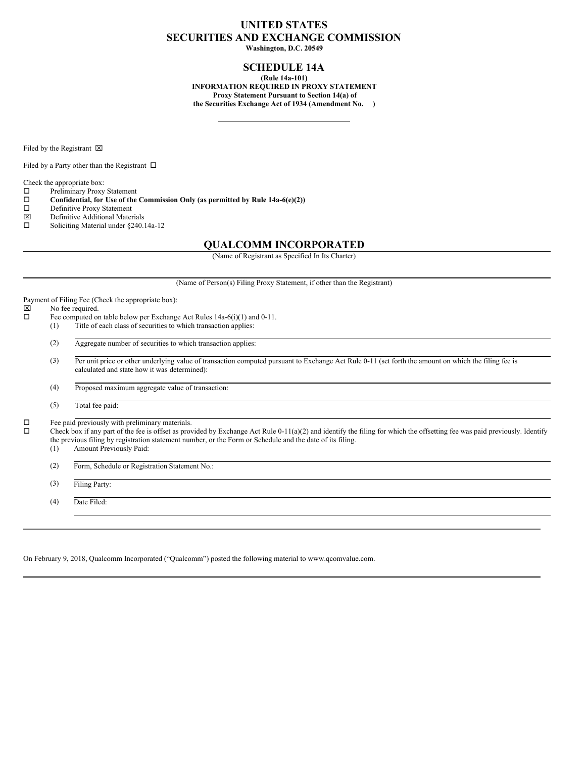# UNITED STATES
# SECURITIES AND EXCHANGE COMMISSION

**Washington, D.C. 20549**

## SCHEDULE 14A

**(Rule 14a-101)**
**INFORMATION REQUIRED IN PROXY STATEMENT**
**Proxy Statement Pursuant to Section 14(a) of**
**the Securities Exchange Act of 1934 (Amendment No. )**

Filed by the Registrant ☒

Filed by a Party other than the Registrant ☐

Check the appropriate box:

☐ Preliminary Proxy Statement
☐ **Confidential, for Use of the Commission Only (as permitted by Rule 14a-6(e)(2))**
☐ Definitive Proxy Statement
☒ Definitive Additional Materials
☐ Soliciting Material under §240.14a-12

## QUALCOMM INCORPORATED

(Name of Registrant as Specified In Its Charter)

(Name of Person(s) Filing Proxy Statement, if other than the Registrant)

Payment of Filing Fee (Check the appropriate box):

☒ No fee required.
☐ Fee computed on table below per Exchange Act Rules 14a-6(i)(1) and 0-11.

(1) Title of each class of securities to which transaction applies:

(2) Aggregate number of securities to which transaction applies:

(3) Per unit price or other underlying value of transaction computed pursuant to Exchange Act Rule 0-11 (set forth the amount on which the filing fee is calculated and state how it was determined):

(4) Proposed maximum aggregate value of transaction:

(5) Total fee paid:

☐ Fee paid previously with preliminary materials.
☐ Check box if any part of the fee is offset as provided by Exchange Act Rule 0-11(a)(2) and identify the filing for which the offsetting fee was paid previously. Identify the previous filing by registration statement number, or the Form or Schedule and the date of its filing.

(1) Amount Previously Paid:

(2) Form, Schedule or Registration Statement No.:

(3) Filing Party:

(4) Date Filed:

---

On February 9, 2018, Qualcomm Incorporated ("Qualcomm") posted the following material to www.qcomvalue.com.

---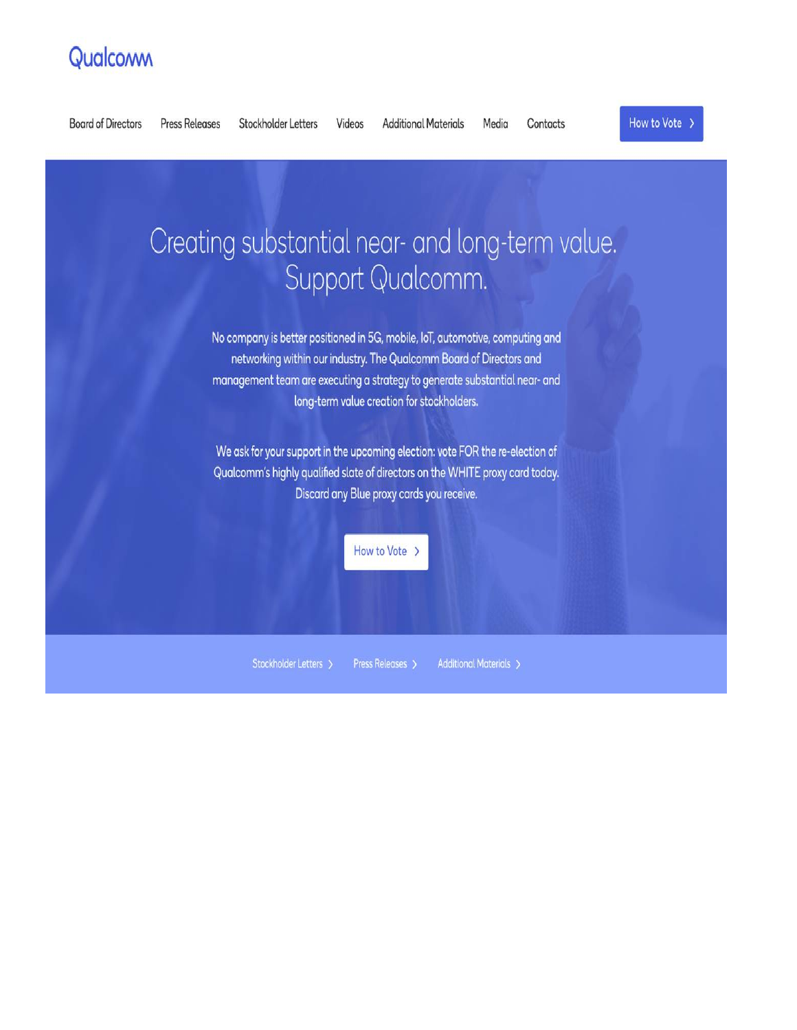Qualcomm

Board of Directors | Press Releases | Stockholder Letters | Videos | Additional Materials | Media | Contacts | How to Vote ›

# Creating substantial near- and long-term value. Support Qualcomm.

No company is better positioned in 5G, mobile, IoT, automotive, computing and networking within our industry. The Qualcomm Board of Directors and management team are executing a strategy to generate substantial near- and long-term value creation for stockholders.

We ask for your support in the upcoming election: vote FOR the re-election of Qualcomm's highly qualified slate of directors on the WHITE proxy card today. Discard any Blue proxy cards you receive.

How to Vote ›

Stockholder Letters › | Press Releases › | Additional Materials ›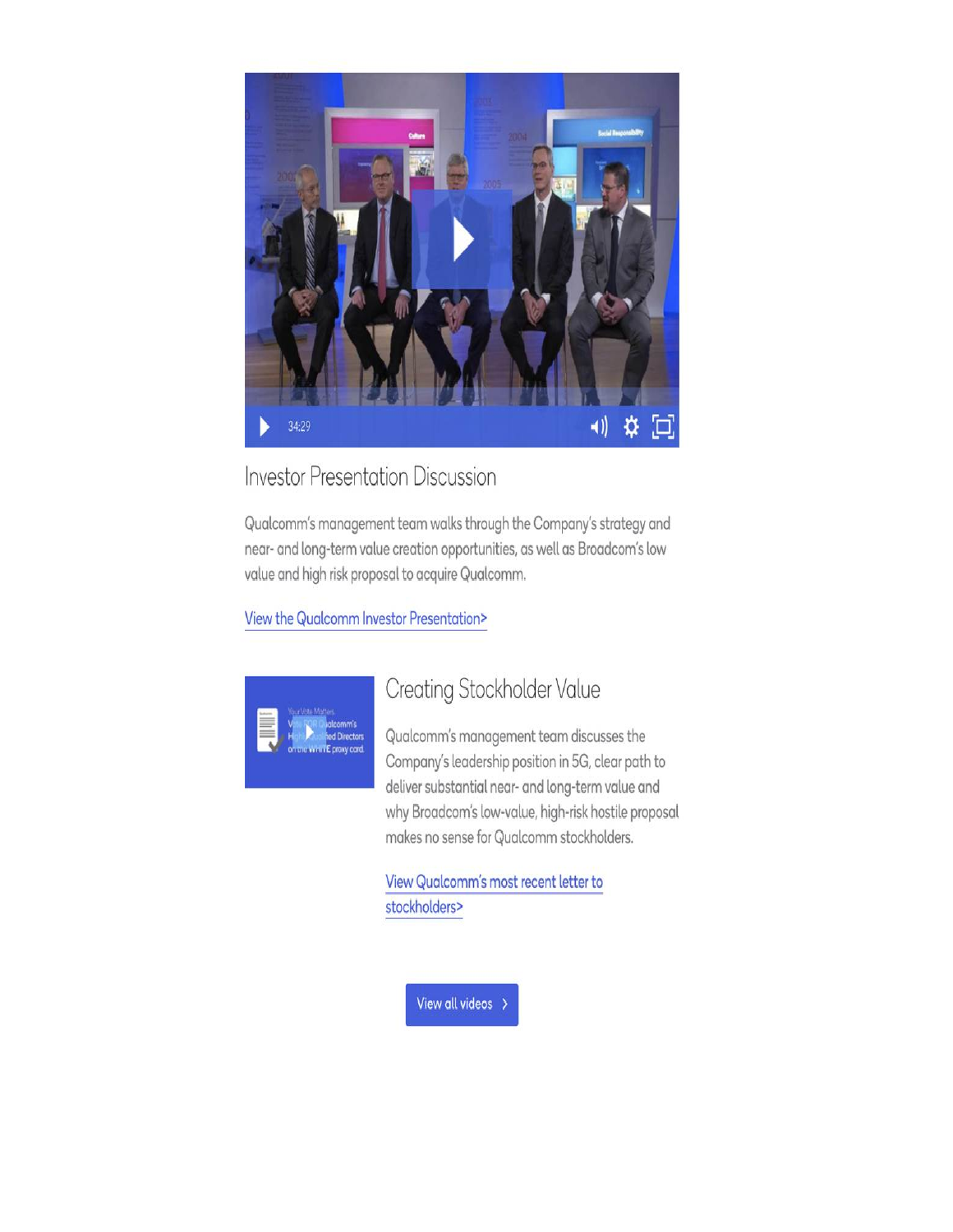## Investor Presentation Discussion

Qualcomm's management team walks through the Company's strategy and near- and long-term value creation opportunities, as well as Broadcom's low value and high risk proposal to acquire Qualcomm.

View the Qualcomm Investor Presentation>

## Creating Stockholder Value

Qualcomm's management team discusses the Company's leadership position in 5G, clear path to deliver substantial near- and long-term value and why Broadcom's low-value, high-risk hostile proposal makes no sense for Qualcomm stockholders.

View Qualcomm's most recent letter to stockholders>

View all videos >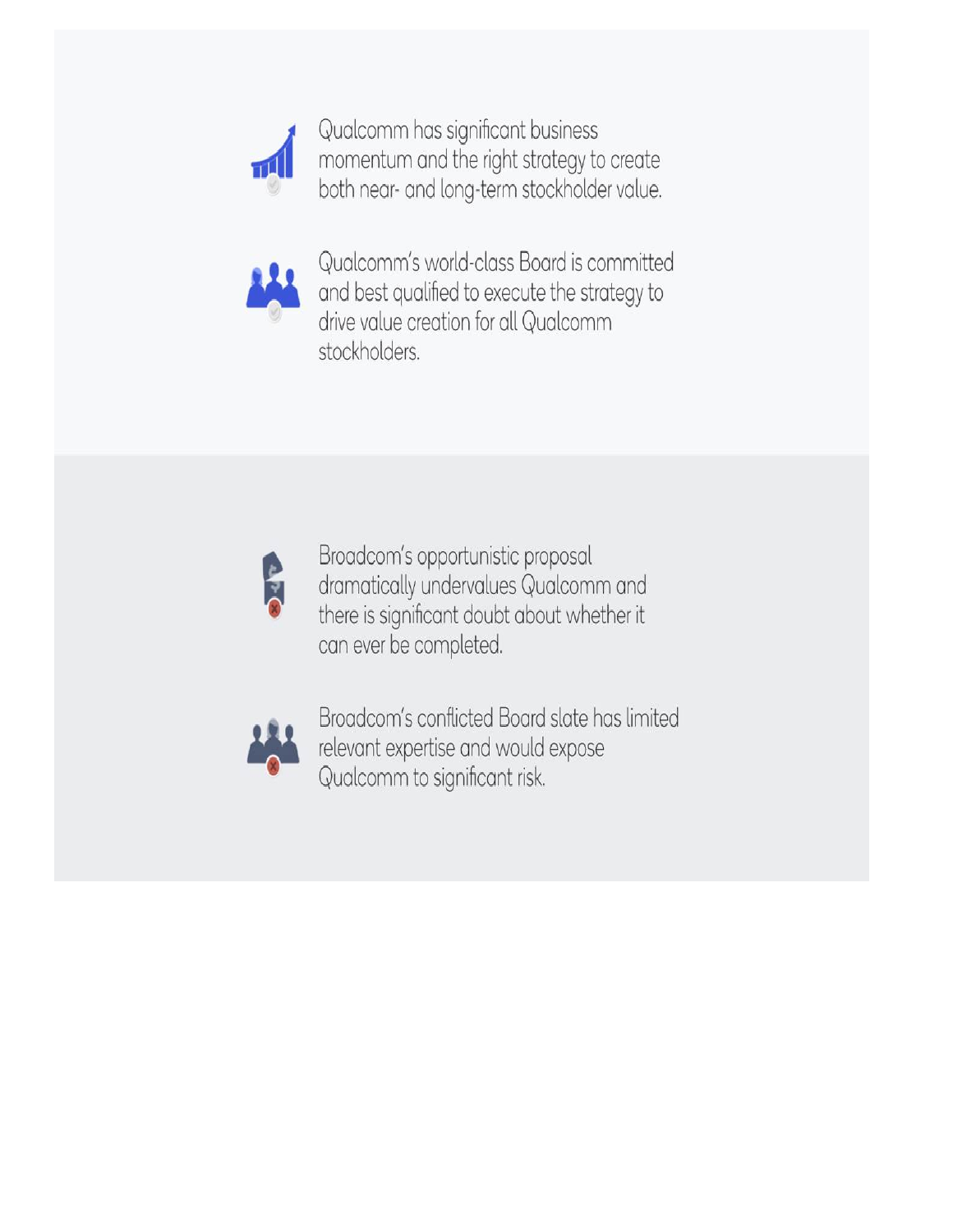- Qualcomm has significant business momentum and the right strategy to create both near- and long-term stockholder value.

- Qualcomm's world-class Board is committed and best qualified to execute the strategy to drive value creation for all Qualcomm stockholders.

- Broadcom's opportunistic proposal dramatically undervalues Qualcomm and there is significant doubt about whether it can ever be completed.

- Broadcom's conflicted Board slate has limited relevant expertise and would expose Qualcomm to significant risk.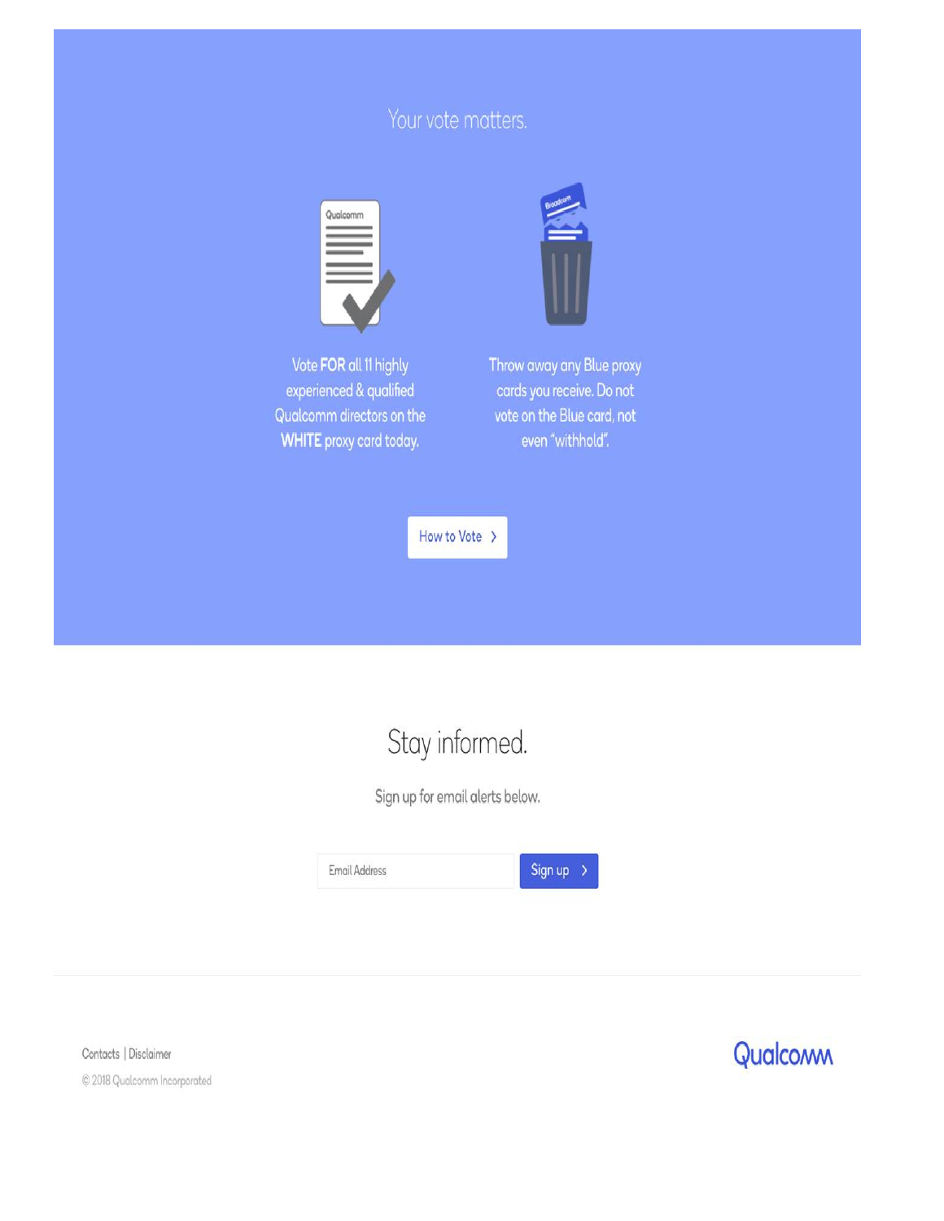## Your vote matters.

Vote **FOR** all 11 highly experienced & qualified Qualcomm directors on the **WHITE** proxy card today.

Throw away any Blue proxy cards you receive. Do not vote on the Blue card, not even "withhold".

How to Vote >

# Stay informed.

Sign up for email alerts below.

Email Address

Sign up >

Contacts | Disclaimer

© 2018 Qualcomm Incorporated

Qualcomm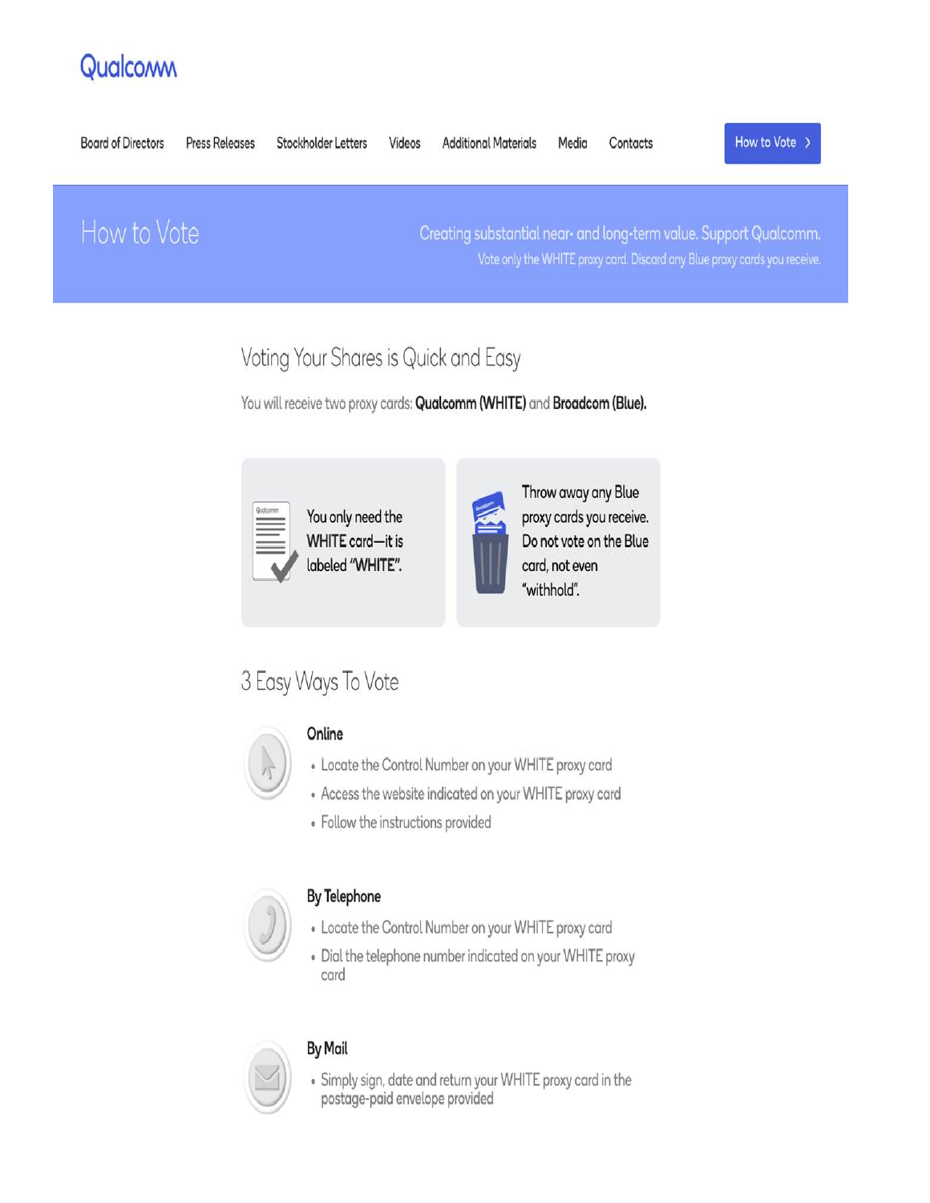Qualcomm

Board of Directors | Press Releases | Stockholder Letters | Videos | Additional Materials | Media | Contacts | How to Vote >

# How to Vote

Creating substantial near- and long-term value. Support Qualcomm.

Vote only the WHITE proxy card. Discard any Blue proxy cards you receive.

## Voting Your Shares is Quick and Easy

You will receive two proxy cards: **Qualcomm (WHITE)** and **Broadcom (Blue).**

You only need the WHITE card—it is labeled "WHITE".

Throw away any Blue proxy cards you receive. Do not vote on the Blue card, not even "withhold".

## 3 Easy Ways To Vote

### Online

- Locate the Control Number on your WHITE proxy card
- Access the website indicated on your WHITE proxy card
- Follow the instructions provided

### By Telephone

- Locate the Control Number on your WHITE proxy card
- Dial the telephone number indicated on your WHITE proxy card

### By Mail

- Simply sign, date and return your WHITE proxy card in the postage-paid envelope provided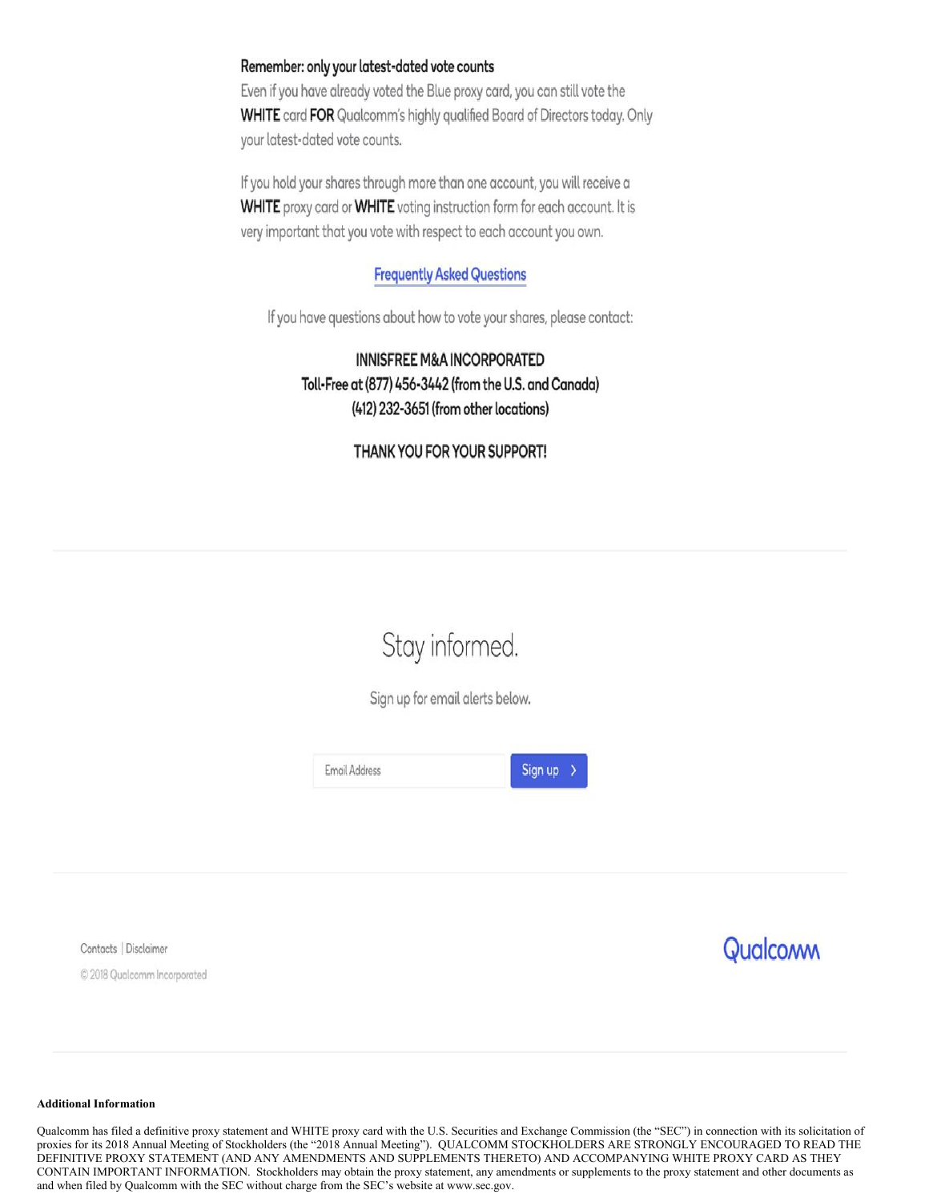**Remember: only your latest-dated vote counts**

Even if you have already voted the Blue proxy card, you can still vote the **WHITE** card **FOR** Qualcomm's highly qualified Board of Directors today. Only your latest-dated vote counts.

If you hold your shares through more than one account, you will receive a **WHITE** proxy card or **WHITE** voting instruction form for each account. It is very important that you vote with respect to each account you own.

Frequently Asked Questions

If you have questions about how to vote your shares, please contact:

**INNISFREE M&A INCORPORATED**
**Toll-Free at (877) 456-3442 (from the U.S. and Canada)**
**(412) 232-3651 (from other locations)**

**THANK YOU FOR YOUR SUPPORT!**

Stay informed.

Sign up for email alerts below.

Email Address | Sign up >

Contacts | Disclaimer

© 2018 Qualcomm Incorporated

Qualcomm

**Additional Information**

Qualcomm has filed a definitive proxy statement and WHITE proxy card with the U.S. Securities and Exchange Commission (the "SEC") in connection with its solicitation of proxies for its 2018 Annual Meeting of Stockholders (the "2018 Annual Meeting"). QUALCOMM STOCKHOLDERS ARE STRONGLY ENCOURAGED TO READ THE DEFINITIVE PROXY STATEMENT (AND ANY AMENDMENTS AND SUPPLEMENTS THERETO) AND ACCOMPANYING WHITE PROXY CARD AS THEY CONTAIN IMPORTANT INFORMATION. Stockholders may obtain the proxy statement, any amendments or supplements to the proxy statement and other documents as and when filed by Qualcomm with the SEC without charge from the SEC's website at www.sec.gov.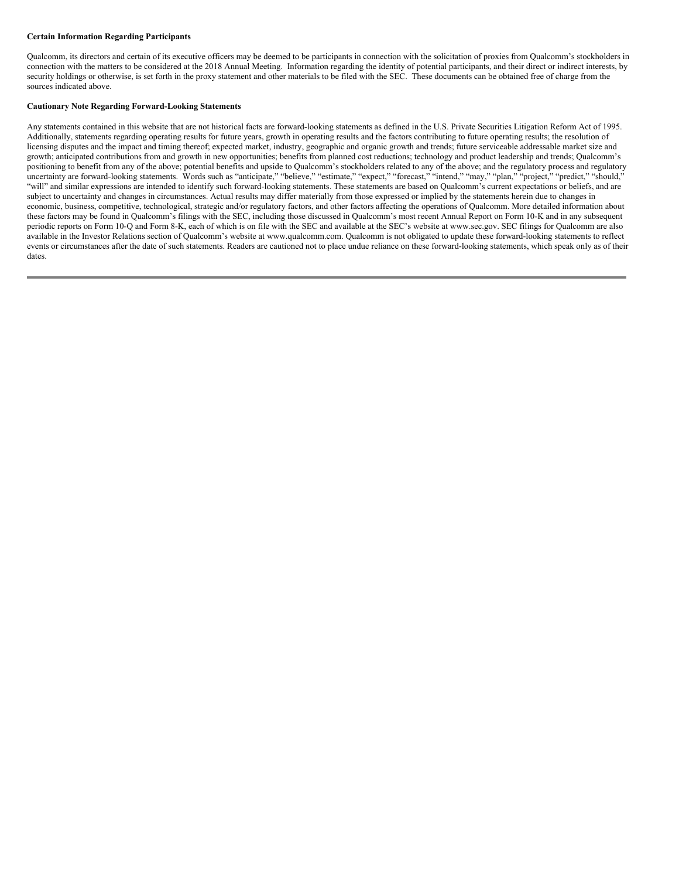**Certain Information Regarding Participants**

Qualcomm, its directors and certain of its executive officers may be deemed to be participants in connection with the solicitation of proxies from Qualcomm's stockholders in connection with the matters to be considered at the 2018 Annual Meeting. Information regarding the identity of potential participants, and their direct or indirect interests, by security holdings or otherwise, is set forth in the proxy statement and other materials to be filed with the SEC. These documents can be obtained free of charge from the sources indicated above.

**Cautionary Note Regarding Forward-Looking Statements**

Any statements contained in this website that are not historical facts are forward-looking statements as defined in the U.S. Private Securities Litigation Reform Act of 1995. Additionally, statements regarding operating results for future years, growth in operating results and the factors contributing to future operating results; the resolution of licensing disputes and the impact and timing thereof; expected market, industry, geographic and organic growth and trends; future serviceable addressable market size and growth; anticipated contributions from and growth in new opportunities; benefits from planned cost reductions; technology and product leadership and trends; Qualcomm's positioning to benefit from any of the above; potential benefits and upside to Qualcomm's stockholders related to any of the above; and the regulatory process and regulatory uncertainty are forward-looking statements. Words such as "anticipate," "believe," "estimate," "expect," "forecast," "intend," "may," "plan," "project," "predict," "should," "will" and similar expressions are intended to identify such forward-looking statements. These statements are based on Qualcomm's current expectations or beliefs, and are subject to uncertainty and changes in circumstances. Actual results may differ materially from those expressed or implied by the statements herein due to changes in economic, business, competitive, technological, strategic and/or regulatory factors, and other factors affecting the operations of Qualcomm. More detailed information about these factors may be found in Qualcomm's filings with the SEC, including those discussed in Qualcomm's most recent Annual Report on Form 10-K and in any subsequent periodic reports on Form 10-Q and Form 8-K, each of which is on file with the SEC and available at the SEC's website at www.sec.gov. SEC filings for Qualcomm are also available in the Investor Relations section of Qualcomm's website at www.qualcomm.com. Qualcomm is not obligated to update these forward-looking statements to reflect events or circumstances after the date of such statements. Readers are cautioned not to place undue reliance on these forward-looking statements, which speak only as of their dates.